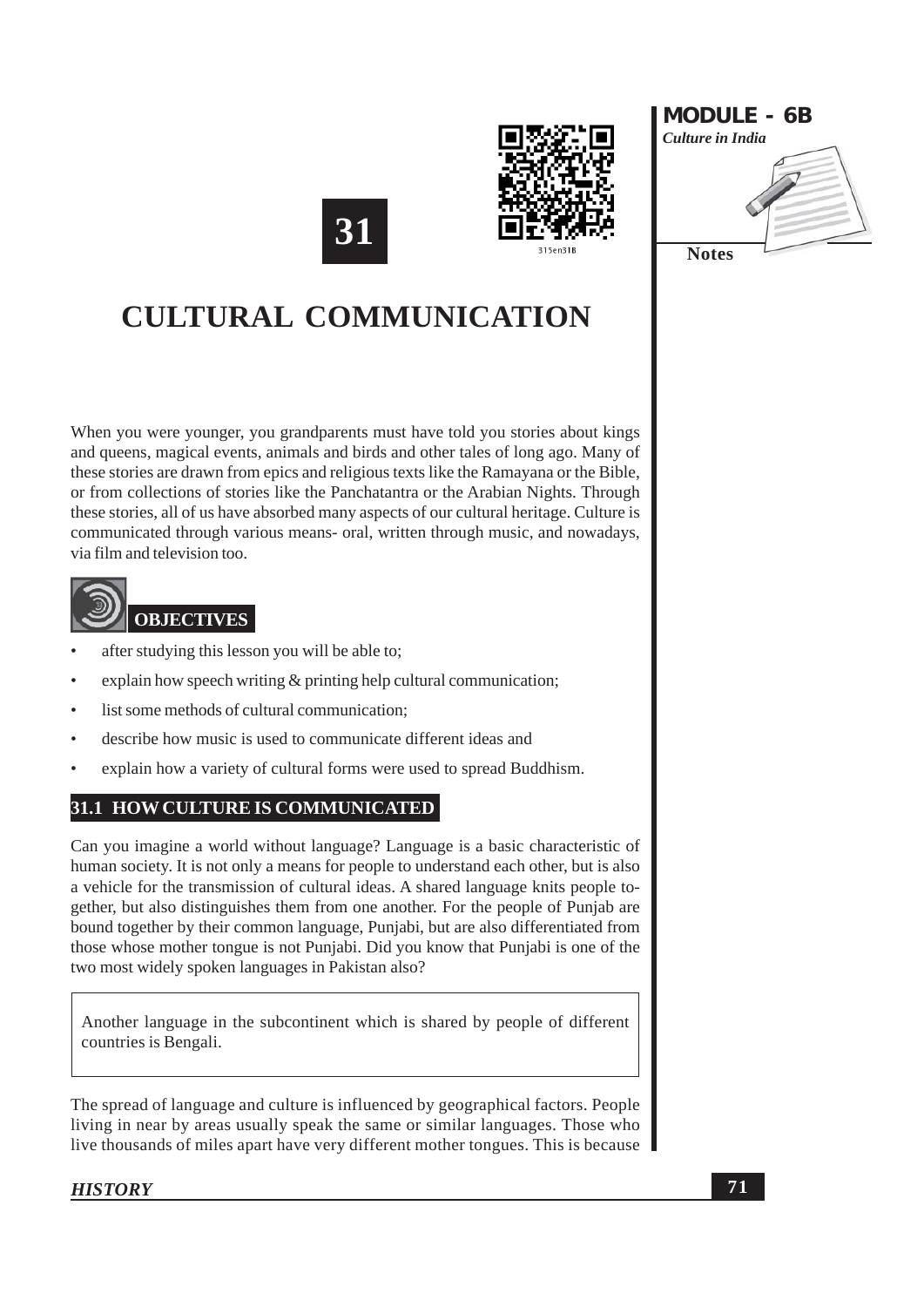# 31

# CULTURAL COMMUNICATION

When you were younger, you grandparents must have told you stories about kings and queens, magical events, animals and birds and other tales of long ago. Many of these stories are drawn from epics and religious texts like the Ramayana or the Bible, or from collections of stories like the Panchatantra or the Arabian Nights. Through these stories, all of us have absorbed many aspects of our cultural heritage. Culture is communicated through various means- oral, written through music, and nowadays, via film and television too.

## OBJECTIVES

- after studying this lesson you will be able to;
- explain how speech writing & printing help cultural communication;
- list some methods of cultural communication;
- describe how music is used to communicate different ideas and
- explain how a variety of cultural forms were used to spread Buddhism.

## 31.1 HOW CULTURE IS COMMUNICATED

Can you imagine a world without language? Language is a basic characteristic of human society. It is not only a means for people to understand each other, but is also a vehicle for the transmission of cultural ideas. A shared language knits people together, but also distinguishes them from one another. For the people of Punjab are bound together by their common language, Punjabi, but are also differentiated from those whose mother tongue is not Punjabi. Did you know that Punjabi is one of the two most widely spoken languages in Pakistan also?

> Another language in the subcontinent which is shared by people of different countries is Bengali.

The spread of language and culture is influenced by geographical factors. People living in near by areas usually speak the same or similar languages. Those who live thousands of miles apart have very different mother tongues. This is because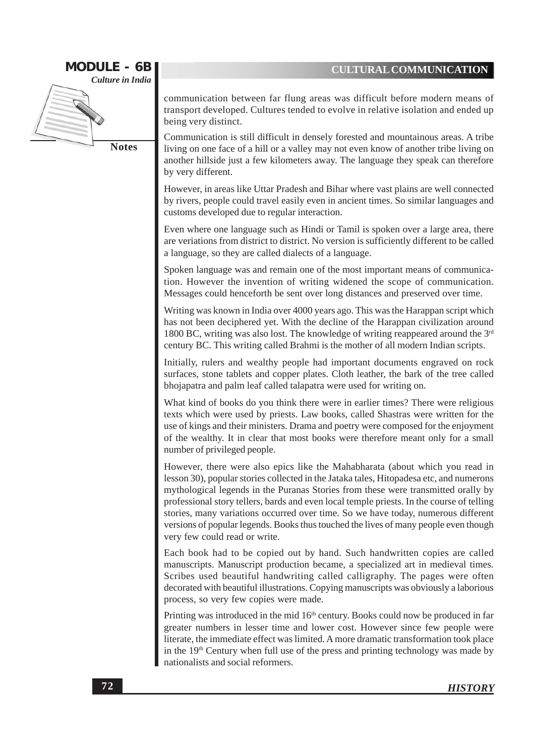communication between far flung areas was difficult before modern means of transport developed. Cultures tended to evolve in relative isolation and ended up being very distinct.

Communication is still difficult in densely forested and mountainous areas. A tribe living on one face of a hill or a valley may not even know of another tribe living on another hillside just a few kilometers away. The language they speak can therefore by very different.

However, in areas like Uttar Pradesh and Bihar where vast plains are well connected by rivers, people could travel easily even in ancient times. So similar languages and customs developed due to regular interaction.

Even where one language such as Hindi or Tamil is spoken over a large area, there are veriations from district to district. No version is sufficiently different to be called a language, so they are called dialects of a language.

Spoken language was and remain one of the most important means of communication. However the invention of writing widened the scope of communication. Messages could henceforth be sent over long distances and preserved over time.

Writing was known in India over 4000 years ago. This was the Harappan script which has not been deciphered yet. With the decline of the Harappan civilization around 1800 BC, writing was also lost. The knowledge of writing reappeared around the 3rd century BC. This writing called Brahmi is the mother of all modern Indian scripts.

Initially, rulers and wealthy people had important documents engraved on rock surfaces, stone tablets and copper plates. Cloth leather, the bark of the tree called bhojapatra and palm leaf called talapatra were used for writing on.

What kind of books do you think there were in earlier times? There were religious texts which were used by priests. Law books, called Shastras were written for the use of kings and their ministers. Drama and poetry were composed for the enjoyment of the wealthy. It in clear that most books were therefore meant only for a small number of privileged people.

However, there were also epics like the Mahabharata (about which you read in lesson 30), popular stories collected in the Jataka tales, Hitopadesa etc, and numerons mythological legends in the Puranas Stories from these were transmitted orally by professional story tellers, bards and even local temple priests. In the course of telling stories, many variations occurred over time. So we have today, numerous different versions of popular legends. Books thus touched the lives of many people even though very few could read or write.

Each book had to be copied out by hand. Such handwritten copies are called manuscripts. Manuscript production became, a specialized art in medieval times. Scribes used beautiful handwriting called calligraphy. The pages were often decorated with beautiful illustrations. Copying manuscripts was obviously a laborious process, so very few copies were made.

Printing was introduced in the mid 16th century. Books could now be produced in far greater numbers in lesser time and lower cost. However since few people were literate, the immediate effect was limited. A more dramatic transformation took place in the 19th Century when full use of the press and printing technology was made by nationalists and social reformers.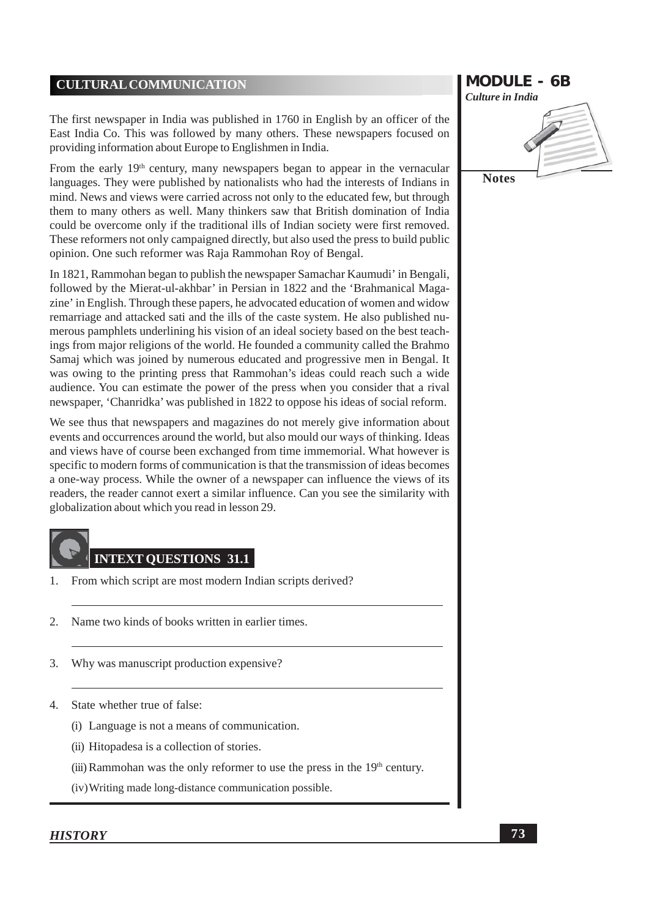## CULTURAL COMMUNICATION

The first newspaper in India was published in 1760 in English by an officer of the East India Co. This was followed by many others. These newspapers focused on providing information about Europe to Englishmen in India.

From the early 19th century, many newspapers began to appear in the vernacular languages. They were published by nationalists who had the interests of Indians in mind. News and views were carried across not only to the educated few, but through them to many others as well. Many thinkers saw that British domination of India could be overcome only if the traditional ills of Indian society were first removed. These reformers not only campaigned directly, but also used the press to build public opinion. One such reformer was Raja Rammohan Roy of Bengal.

In 1821, Rammohan began to publish the newspaper Samachar Kaumudi' in Bengali, followed by the Mierat-ul-akhbar' in Persian in 1822 and the 'Brahmanical Magazine' in English. Through these papers, he advocated education of women and widow remarriage and attacked sati and the ills of the caste system. He also published numerous pamphlets underlining his vision of an ideal society based on the best teachings from major religions of the world. He founded a community called the Brahmo Samaj which was joined by numerous educated and progressive men in Bengal. It was owing to the printing press that Rammohan's ideas could reach such a wide audience. You can estimate the power of the press when you consider that a rival newspaper, 'Chanridka' was published in 1822 to oppose his ideas of social reform.

We see thus that newspapers and magazines do not merely give information about events and occurrences around the world, but also mould our ways of thinking. Ideas and views have of course been exchanged from time immemorial. What however is specific to modern forms of communication is that the transmission of ideas becomes a one-way process. While the owner of a newspaper can influence the views of its readers, the reader cannot exert a similar influence. Can you see the similarity with globalization about which you read in lesson 29.

### INTEXT QUESTIONS 31.1

1. From which script are most modern Indian scripts derived?

2. Name two kinds of books written in earlier times.

3. Why was manuscript production expensive?

4. State whether true of false:

   (i) Language is not a means of communication.

   (ii) Hitopadesa is a collection of stories.

   (iii) Rammohan was the only reformer to use the press in the 19th century.

   (iv) Writing made long-distance communication possible.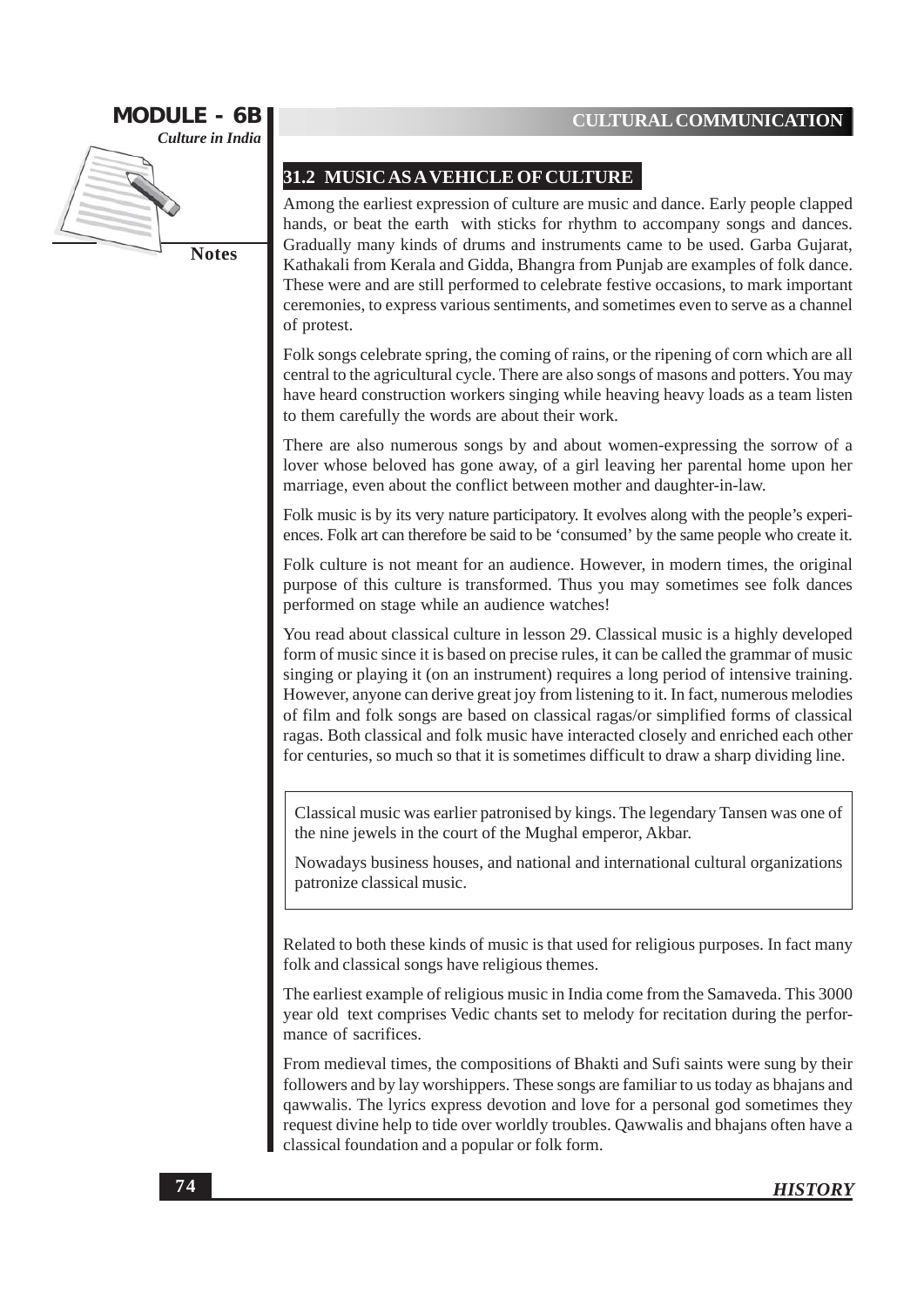## 31.2 MUSIC AS A VEHICLE OF CULTURE

Among the earliest expression of culture are music and dance. Early people clapped hands, or beat the earth with sticks for rhythm to accompany songs and dances. Gradually many kinds of drums and instruments came to be used. Garba Gujarat, Kathakali from Kerala and Gidda, Bhangra from Punjab are examples of folk dance. These were and are still performed to celebrate festive occasions, to mark important ceremonies, to express various sentiments, and sometimes even to serve as a channel of protest.

Folk songs celebrate spring, the coming of rains, or the ripening of corn which are all central to the agricultural cycle. There are also songs of masons and potters. You may have heard construction workers singing while heaving heavy loads as a team listen to them carefully the words are about their work.

There are also numerous songs by and about women-expressing the sorrow of a lover whose beloved has gone away, of a girl leaving her parental home upon her marriage, even about the conflict between mother and daughter-in-law.

Folk music is by its very nature participatory. It evolves along with the people's experiences. Folk art can therefore be said to be 'consumed' by the same people who create it.

Folk culture is not meant for an audience. However, in modern times, the original purpose of this culture is transformed. Thus you may sometimes see folk dances performed on stage while an audience watches!

You read about classical culture in lesson 29. Classical music is a highly developed form of music since it is based on precise rules, it can be called the grammar of music singing or playing it (on an instrument) requires a long period of intensive training. However, anyone can derive great joy from listening to it. In fact, numerous melodies of film and folk songs are based on classical ragas/or simplified forms of classical ragas. Both classical and folk music have interacted closely and enriched each other for centuries, so much so that it is sometimes difficult to draw a sharp dividing line.

> Classical music was earlier patronised by kings. The legendary Tansen was one of the nine jewels in the court of the Mughal emperor, Akbar.
>
> Nowadays business houses, and national and international cultural organizations patronize classical music.

Related to both these kinds of music is that used for religious purposes. In fact many folk and classical songs have religious themes.

The earliest example of religious music in India come from the Samaveda. This 3000 year old text comprises Vedic chants set to melody for recitation during the performance of sacrifices.

From medieval times, the compositions of Bhakti and Sufi saints were sung by their followers and by lay worshippers. These songs are familiar to us today as bhajans and qawwalis. The lyrics express devotion and love for a personal god sometimes they request divine help to tide over worldly troubles. Qawwalis and bhajans often have a classical foundation and a popular or folk form.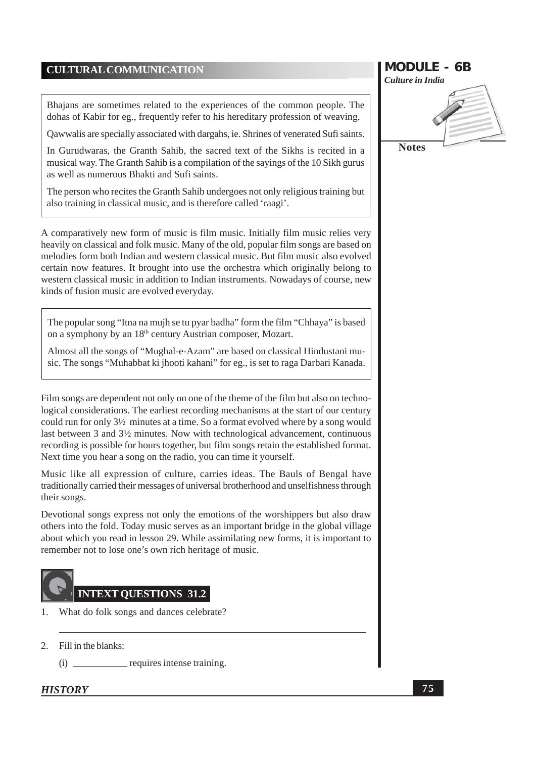Bhajans are sometimes related to the experiences of the common people. The dohas of Kabir for eg., frequently refer to his hereditary profession of weaving.

Qawwalis are specially associated with dargahs, ie. Shrines of venerated Sufi saints.

In Gurudwaras, the Granth Sahib, the sacred text of the Sikhs is recited in a musical way. The Granth Sahib is a compilation of the sayings of the 10 Sikh gurus as well as numerous Bhakti and Sufi saints.

The person who recites the Granth Sahib undergoes not only religious training but also training in classical music, and is therefore called 'raagi'.

A comparatively new form of music is film music. Initially film music relies very heavily on classical and folk music. Many of the old, popular film songs are based on melodies form both Indian and western classical music. But film music also evolved certain now features. It brought into use the orchestra which originally belong to western classical music in addition to Indian instruments. Nowadays of course, new kinds of fusion music are evolved everyday.

The popular song "Itna na mujh se tu pyar badha" form the film "Chhaya" is based on a symphony by an 18th century Austrian composer, Mozart.

Almost all the songs of "Mughal-e-Azam" are based on classical Hindustani music. The songs "Muhabbat ki jhooti kahani" for eg., is set to raga Darbari Kanada.

Film songs are dependent not only on one of the theme of the film but also on technological considerations. The earliest recording mechanisms at the start of our century could run for only 3½ minutes at a time. So a format evolved where by a song would last between 3 and 3½ minutes. Now with technological advancement, continuous recording is possible for hours together, but film songs retain the established format. Next time you hear a song on the radio, you can time it yourself.

Music like all expression of culture, carries ideas. The Bauls of Bengal have traditionally carried their messages of universal brotherhood and unselfishness through their songs.

Devotional songs express not only the emotions of the worshippers but also draw others into the fold. Today music serves as an important bridge in the global village about which you read in lesson 29. While assimilating new forms, it is important to remember not to lose one's own rich heritage of music.

## INTEXT QUESTIONS 31.2

1. What do folk songs and dances celebrate?

   ______________________________________________

2. Fill in the blanks:

   (i) __________ requires intense training.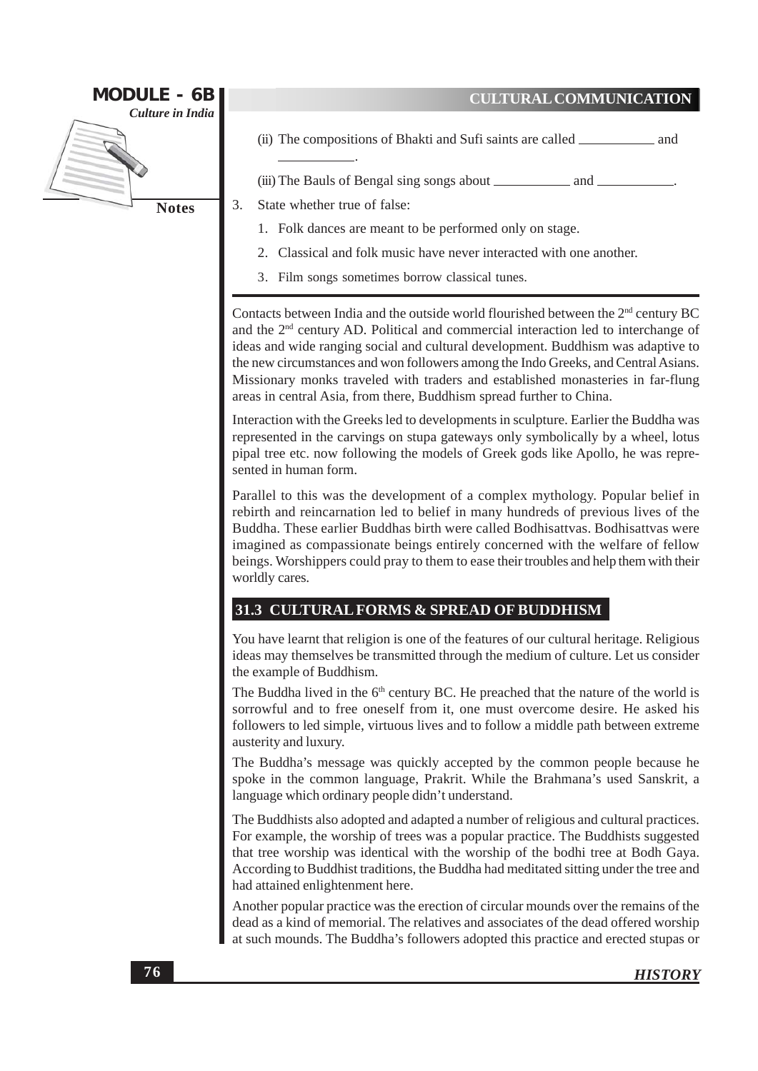(ii) The compositions of Bhakti and Sufi saints are called __________ and __________.

(iii) The Bauls of Bengal sing songs about __________ and __________.

3. State whether true of false:

   1. Folk dances are meant to be performed only on stage.
   2. Classical and folk music have never interacted with one another.
   3. Film songs sometimes borrow classical tunes.

---

Contacts between India and the outside world flourished between the 2nd century BC and the 2nd century AD. Political and commercial interaction led to interchange of ideas and wide ranging social and cultural development. Buddhism was adaptive to the new circumstances and won followers among the Indo Greeks, and Central Asians. Missionary monks traveled with traders and established monasteries in far-flung areas in central Asia, from there, Buddhism spread further to China.

Interaction with the Greeks led to developments in sculpture. Earlier the Buddha was represented in the carvings on stupa gateways only symbolically by a wheel, lotus pipal tree etc. now following the models of Greek gods like Apollo, he was represented in human form.

Parallel to this was the development of a complex mythology. Popular belief in rebirth and reincarnation led to belief in many hundreds of previous lives of the Buddha. These earlier Buddhas birth were called Bodhisattvas. Bodhisattvas were imagined as compassionate beings entirely concerned with the welfare of fellow beings. Worshippers could pray to them to ease their troubles and help them with their worldly cares.

## 31.3 CULTURAL FORMS & SPREAD OF BUDDHISM

You have learnt that religion is one of the features of our cultural heritage. Religious ideas may themselves be transmitted through the medium of culture. Let us consider the example of Buddhism.

The Buddha lived in the 6th century BC. He preached that the nature of the world is sorrowful and to free oneself from it, one must overcome desire. He asked his followers to led simple, virtuous lives and to follow a middle path between extreme austerity and luxury.

The Buddha's message was quickly accepted by the common people because he spoke in the common language, Prakrit. While the Brahmana's used Sanskrit, a language which ordinary people didn't understand.

The Buddhists also adopted and adapted a number of religious and cultural practices. For example, the worship of trees was a popular practice. The Buddhists suggested that tree worship was identical with the worship of the bodhi tree at Bodh Gaya. According to Buddhist traditions, the Buddha had meditated sitting under the tree and had attained enlightenment here.

Another popular practice was the erection of circular mounds over the remains of the dead as a kind of memorial. The relatives and associates of the dead offered worship at such mounds. The Buddha's followers adopted this practice and erected stupas or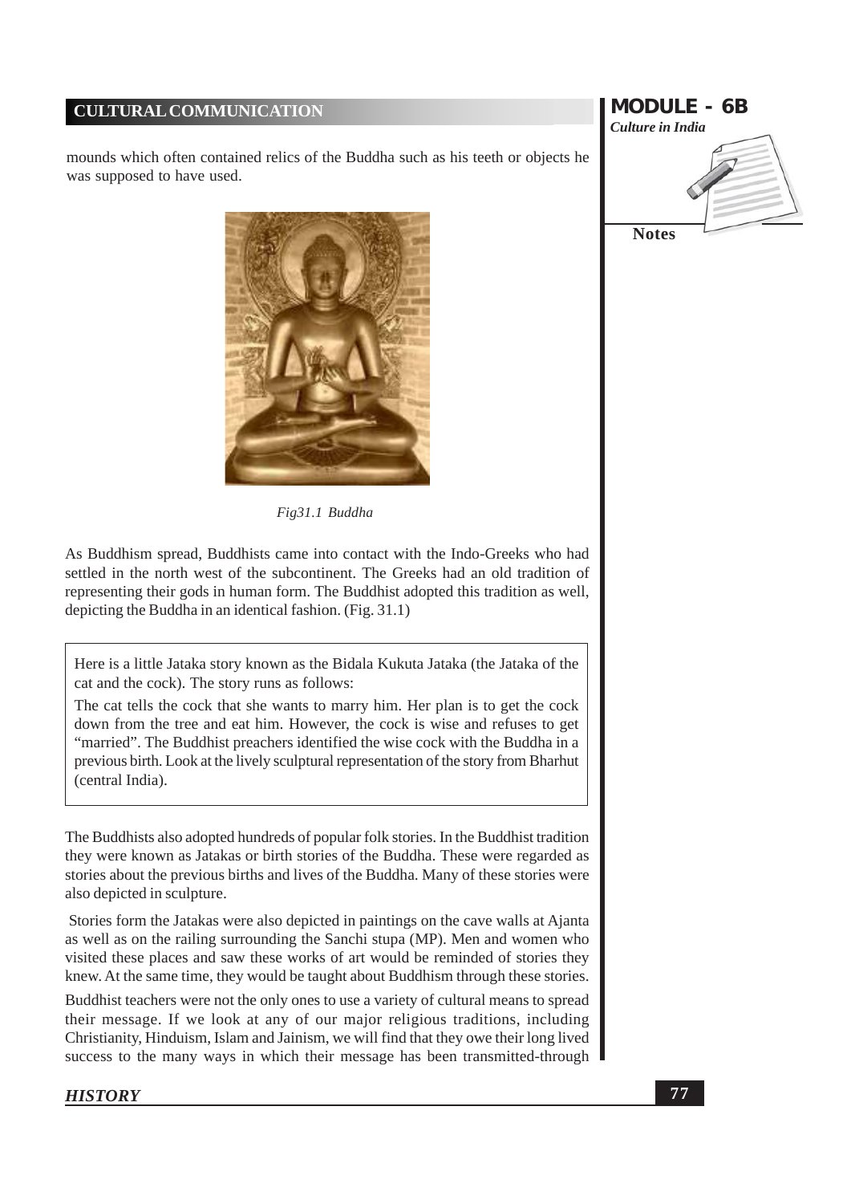mounds which often contained relics of the Buddha such as his teeth or objects he was supposed to have used.

*Fig31.1 Buddha*

As Buddhism spread, Buddhists came into contact with the Indo-Greeks who had settled in the north west of the subcontinent. The Greeks had an old tradition of representing their gods in human form. The Buddhist adopted this tradition as well, depicting the Buddha in an identical fashion. (Fig. 31.1)

> Here is a little Jataka story known as the Bidala Kukuta Jataka (the Jataka of the cat and the cock). The story runs as follows:
>
> The cat tells the cock that she wants to marry him. Her plan is to get the cock down from the tree and eat him. However, the cock is wise and refuses to get "married". The Buddhist preachers identified the wise cock with the Buddha in a previous birth. Look at the lively sculptural representation of the story from Bharhut (central India).

The Buddhists also adopted hundreds of popular folk stories. In the Buddhist tradition they were known as Jatakas or birth stories of the Buddha. These were regarded as stories about the previous births and lives of the Buddha. Many of these stories were also depicted in sculpture.

Stories form the Jatakas were also depicted in paintings on the cave walls at Ajanta as well as on the railing surrounding the Sanchi stupa (MP). Men and women who visited these places and saw these works of art would be reminded of stories they knew. At the same time, they would be taught about Buddhism through these stories.

Buddhist teachers were not the only ones to use a variety of cultural means to spread their message. If we look at any of our major religious traditions, including Christianity, Hinduism, Islam and Jainism, we will find that they owe their long lived success to the many ways in which their message has been transmitted-through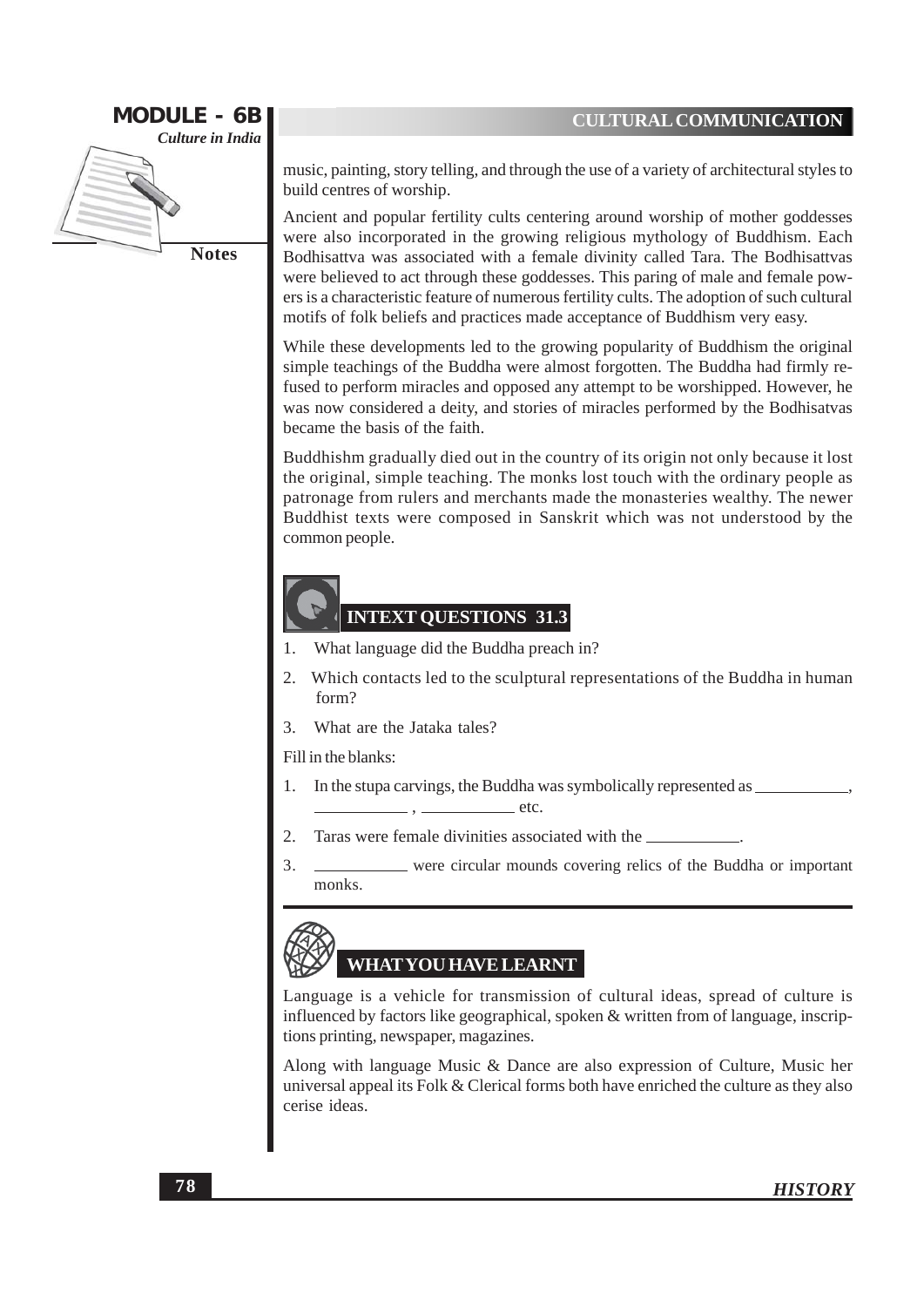music, painting, story telling, and through the use of a variety of architectural styles to build centres of worship.

Ancient and popular fertility cults centering around worship of mother goddesses were also incorporated in the growing religious mythology of Buddhism. Each Bodhisattva was associated with a female divinity called Tara. The Bodhisattvas were believed to act through these goddesses. This paring of male and female powers is a characteristic feature of numerous fertility cults. The adoption of such cultural motifs of folk beliefs and practices made acceptance of Buddhism very easy.

While these developments led to the growing popularity of Buddhism the original simple teachings of the Buddha were almost forgotten. The Buddha had firmly refused to perform miracles and opposed any attempt to be worshipped. However, he was now considered a deity, and stories of miracles performed by the Bodhisatvas became the basis of the faith.

Buddhishm gradually died out in the country of its origin not only because it lost the original, simple teaching. The monks lost touch with the ordinary people as patronage from rulers and merchants made the monasteries wealthy. The newer Buddhist texts were composed in Sanskrit which was not understood by the common people.

## INTEXT QUESTIONS 31.3

1. What language did the Buddha preach in?
2. Which contacts led to the sculptural representations of the Buddha in human form?
3. What are the Jataka tales?

Fill in the blanks:

1. In the stupa carvings, the Buddha was symbolically represented as ___________, ___________ , ___________ etc.
2. Taras were female divinities associated with the ___________.
3. ___________ were circular mounds covering relics of the Buddha or important monks.

## WHAT YOU HAVE LEARNT

Language is a vehicle for transmission of cultural ideas, spread of culture is influenced by factors like geographical, spoken & written from of language, inscriptions printing, newspaper, magazines.

Along with language Music & Dance are also expression of Culture, Music her universal appeal its Folk & Clerical forms both have enriched the culture as they also cerise ideas.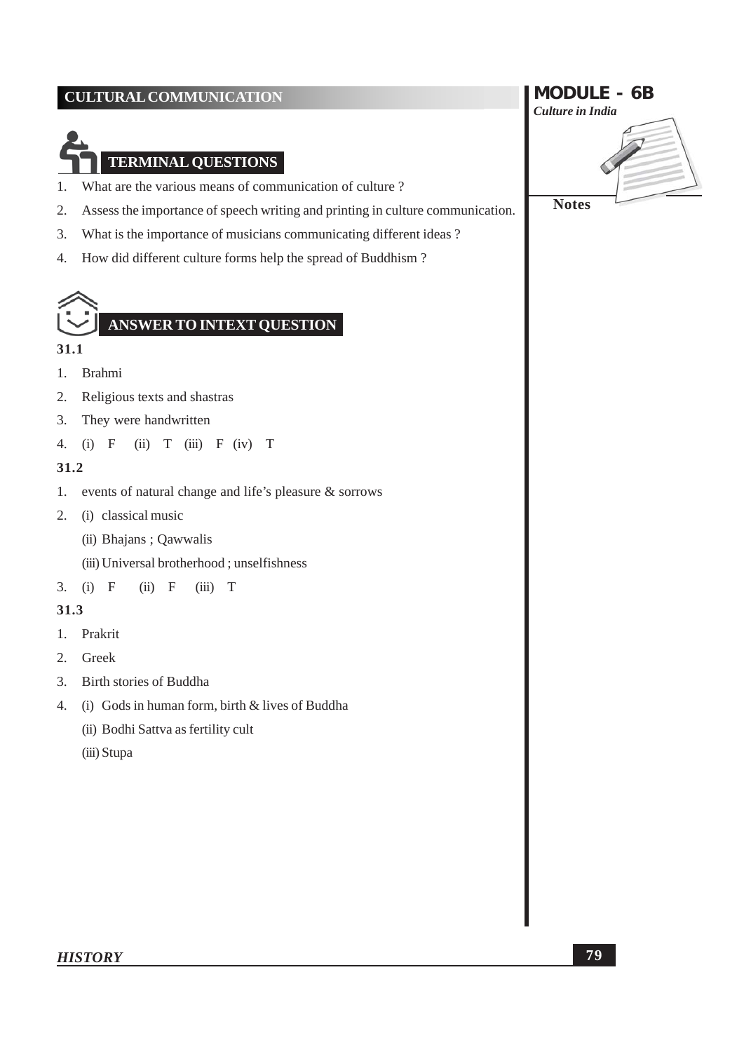## TERMINAL QUESTIONS

1. What are the various means of communication of culture ?
2. Assess the importance of speech writing and printing in culture communication.
3. What is the importance of musicians communicating different ideas ?
4. How did different culture forms help the spread of Buddhism ?

## ANSWER TO INTEXT QUESTION

**31.1**

1. Brahmi
2. Religious texts and shastras
3. They were handwritten
4. (i) F (ii) T (iii) F (iv) T

**31.2**

1. events of natural change and life's pleasure & sorrows
2. (i) classical music

   (ii) Bhajans ; Qawwalis

   (iii) Universal brotherhood ; unselfishness
3. (i) F (ii) F (iii) T

**31.3**

1. Prakrit
2. Greek
3. Birth stories of Buddha
4. (i) Gods in human form, birth & lives of Buddha

   (ii) Bodhi Sattva as fertility cult

   (iii) Stupa